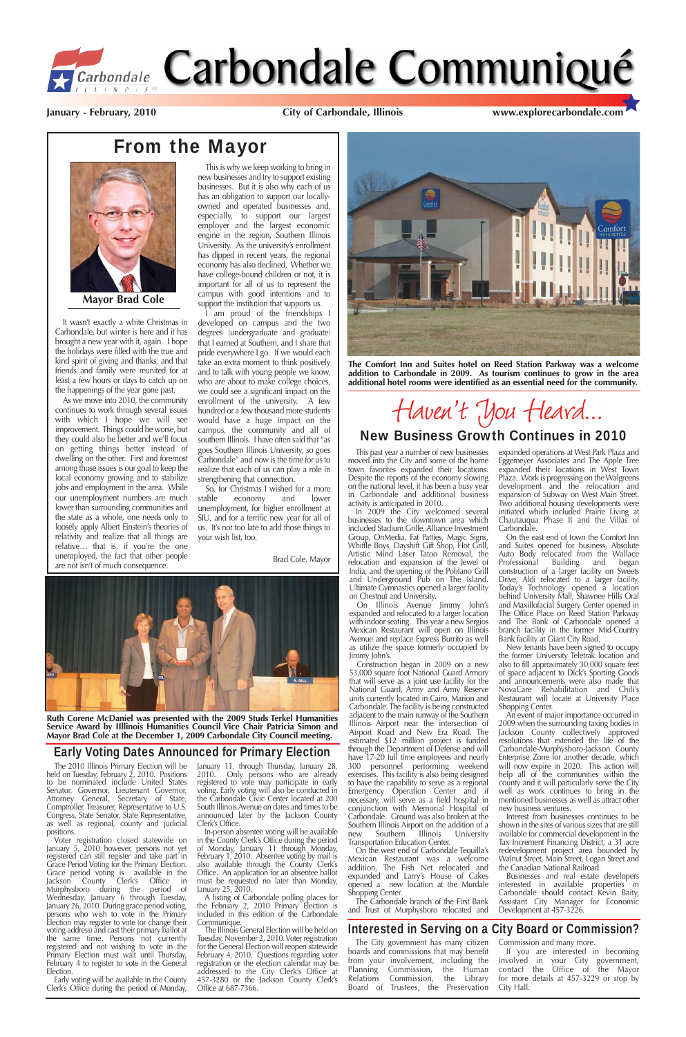# Carbondale Communiqué

**January - February, 2010** **City of Carbondale, Illinois** **www.explorecarbondale.com**

## From the Mayor

**Mayor Brad Cole**

It wasn't exactly a white Christmas in Carbondale, but winter is here and it has brought a new year with it, again. I hope the holidays were filled with the true and kind spirit of giving and thanks, and that friends and family were reunited for at least a few hours or days to catch up on the happenings of the year gone past.

As we move into 2010, the community continues to work through several issues with which I hope we will see improvement. Things could be worse, but they could also be better and we'll focus on getting things better instead of dwelling on the other. First and foremost among those issues is our goal to keep the local economy growing and to stabilize jobs and employment in the area. While our unemployment numbers are much lower than surrounding communities and the state as a whole, one needs only to loosely apply Albert Einstein's theories of relativity and realize that all things are relative… that is, if you're the one unemployed, the fact that other people are not isn't of much consequence.

This is why we keep working to bring in new businesses and try to support existing businesses. But it is also why each of us has an obligation to support our locally-owned and operated businesses and, especially, to support our largest employer and the largest economic engine in the region, Southern Illinois University. As the university's enrollment has dipped in recent years, the regional economy has also declined. Whether we have college-bound children or not, it is important for all of us to represent the campus with good intentions and to support the institution that supports us.

I am proud of the friendships I developed on campus and the two degrees (undergraduate and graduate) that I earned at Southern, and I share that pride everywhere I go. If we would each take an extra moment to think positively and to talk with young people we know, who are about to make college choices, we could see a significant impact on the enrollment of the university. A few hundred or a few thousand more students would have a huge impact on the campus, the community and all of southern Illinois. I have often said that "as goes Southern Illinois University, so goes Carbondale" and now is the time for us to realize that each of us can play a role in strengthening that connection.

So, for Christmas I wished for a more stable economy and lower unemployment, for higher enrollment at SIU, and for a terrific new year for all of us. It's not too late to add those things to your wish list, too.

Brad Cole, Mayor

**The Comfort Inn and Suites hotel on Reed Station Parkway was a welcome addition to Carbondale in 2009. As tourism continues to grow in the area additional hotel rooms were identified as an essential need for the community.**

**Ruth Corene McDaniel was presented with the 2009 Studs Terkel Humanities Service Award by Illlinois Humanities Council Vice Chair Patricia Simon and Mayor Brad Cole at the December 1, 2009 Carbondale City Council meeting.**

## Early Voting Dates Announced for Primary Election

The 2010 Illinois Primary Election will be held on Tuesday, February 2, 2010. Positions to be nominated include United States Senator, Governor, Lieutenant Governor, Attorney General, Secretary of State, Comptroller, Treasurer, Representative to U.S. Congress, State Senator, State Representative, as well as regional, county and judicial positions.

Voter registration closed statewide on January 5, 2010 however, persons not yet registered can still register and take part in Grace Period Voting for the Primary Election. Grace period voting is available in the Jackson County Clerk's Office in Murphysboro during the period of Wednesday, January 6 through Tuesday, January 26, 2010. During grace period voting, persons who wish to vote in the Primary Election may register to vote (or change their voting address) and cast their primary ballot at the same time. Persons not currently registered and not wishing to vote in the Primary Election must wait until Thursday, February 4 to register to vote in the General Election.

Early voting will be available in the County Clerk's Office during the period of Monday, January 11, through Thursday, January 28, 2010. Only persons who are already registered to vote may participate in early voting. Early voting will also be conducted in the Carbondale Civic Center located at 200 South Illinois Avenue on dates and times to be announced later by the Jackson County Clerk's Office.

In-person absentee voting will be available in the County Clerk's Office during the period of Monday, January 11 through Monday, February 1, 2010. Absentee voting by mail is also available through the County Clerk's Office. An application for an absentee ballot must be requested no later than Monday, January 25, 2010.

A listing of Carbondale polling places for the February 2, 2010 Primary Election is included in this edition of the Carbondale Communique.

The Illinois General Election will be held on Tuesday, November 2, 2010. Voter registration for the General Election will reopen statewide February 4, 2010. Questions regarding voter registration or the election calendar may be addressed to the City Clerk's Office at 457-3280 or the Jackson County Clerk's Office at 687-7366.

## Haven't You Heard...

## New Business Growth Continues in 2010

This past year a number of new businesses moved into the City and some of the home town favorites expanded their locations. Despite the reports of the economy slowing on the national level, it has been a busy year in Carbondale and additional business activity is anticipated in 2010.

In 2009 the City welcomed several businesses to the downtown area which included Stadium Grille, Alliance Investment Group, OnMedia, Fat Patties, Magic Signs, Whiffle Boys, Dayshift Gift Shop, Hot Grill, Artistic Mind Laser Tatoo Removal, the relocation and expansion of the Jewel of India, and the opening of the Poblano Grill and Underground Pub on The Island. Ultimate Gymnastics opened a larger facility on Chestnut and University.

On Illinois Avenue Jimmy John's expanded and relocated to a larger location with indoor seating. This year a new Sergios Mexican Restaurant will open on Illinois Avenue and replace Express Burrito as well as utilize the space formerly occupied by Jimmy John's.

Construction began in 2009 on a new 53,000 square foot National Guard Armory that will serve as a joint use facility for the National Guard, Army and Army Reserve units currently located in Cairo, Marion and Carbondale. The facility is being constructed adjacent to the main runway of the Southern Illinois Airport near the intersection of Airport Road and New Era Road. The estimated $12 million project is funded through the Department of Defense and will have 17-20 full time employees and nearly 300 personnel performing weekend exercises. This facility is also being designed to have the capability to serve as a regional Emergency Operation Center and if necessary, will serve as a field hospital in conjunction with Memorial Hospital of Carbondale. Ground was also broken at the Southern Illinois Airport on the addition of a new Southern Illinois University Transportation Education Center.

On the west end of Carbondale Tequilla's Mexican Restaurant was a welcome addition, The Fish Net relocated and expanded and Larry's House of Cakes opened a new location at the Murdale Shopping Center.

The Carbondale branch of the First Bank and Trust of Murphysboro relocated and expanded operations at West Park Plaza and Eggemeyer Associates and The Apple Tree expanded their locations in West Town Plaza. Work is progressing on the Walgreens development and the relocation and expansion of Subway on West Main Street. Two additional housing developments were initiated which included Prairie Living at Chautauqua Phase II and the Villas of Carbondale.

On the east end of town the Comfort Inn and Suites opened for business, Absolute Auto Body relocated from the Wallace Professional Building and began construction of a larger facility on Sweets Drive, Aldi relocated to a larger facility, Today's Technology opened a location behind University Mall, Shawnee Hills Oral and Maxillofacial Surgery Center opened in The Office Place on Reed Station Parkway and The Bank of Carbondale opened a branch facility in the former Mid-Country Bank facility at Giant City Road.

New tenants have been signed to occupy the former University Teletrak location and also to fill approximately 30,000 square feet of space adjacent to Dick's Sporting Goods and announcements were also made that NovaCare Rehabilitation and Chili's Restaurant will locate at University Place Shopping Center.

An event of major importance occurred in 2009 when the surrounding taxing bodies in Jackson County collectively approved resolutions that extended the life of the Carbondale-Murphysboro-Jackson County Enterprise Zone for another decade, which will now expire in 2020. This action will help all of the communities within the county and it will particularly serve the City well as work continues to bring in the mentioned businesses as well as attract other new business ventures.

Interest from businesses continues to be shown in the sites of various sizes that are still available for commercial development in the Tax Increment Financing District, a 31 acre redevelopment project area bounded by Walnut Street, Main Street, Logan Street and the Canadian National Railroad.

Businesses and real estate developers interested in available properties in Carbondale should contact Kevin Baity, Assistant City Manager for Economic Development at 457-3226.

## Interested in Serving on a City Board or Commission?

The City government has many citizen boards and commissions that may benefit from your involvement, including the Planning Commission, the Human Relations Commission, the Library Board of Trustees, the Preservation Commission and many more.

If you are interested in becoming involved in your City government, contact the Office of the Mayor for more details at 457-3229 or stop by City Hall.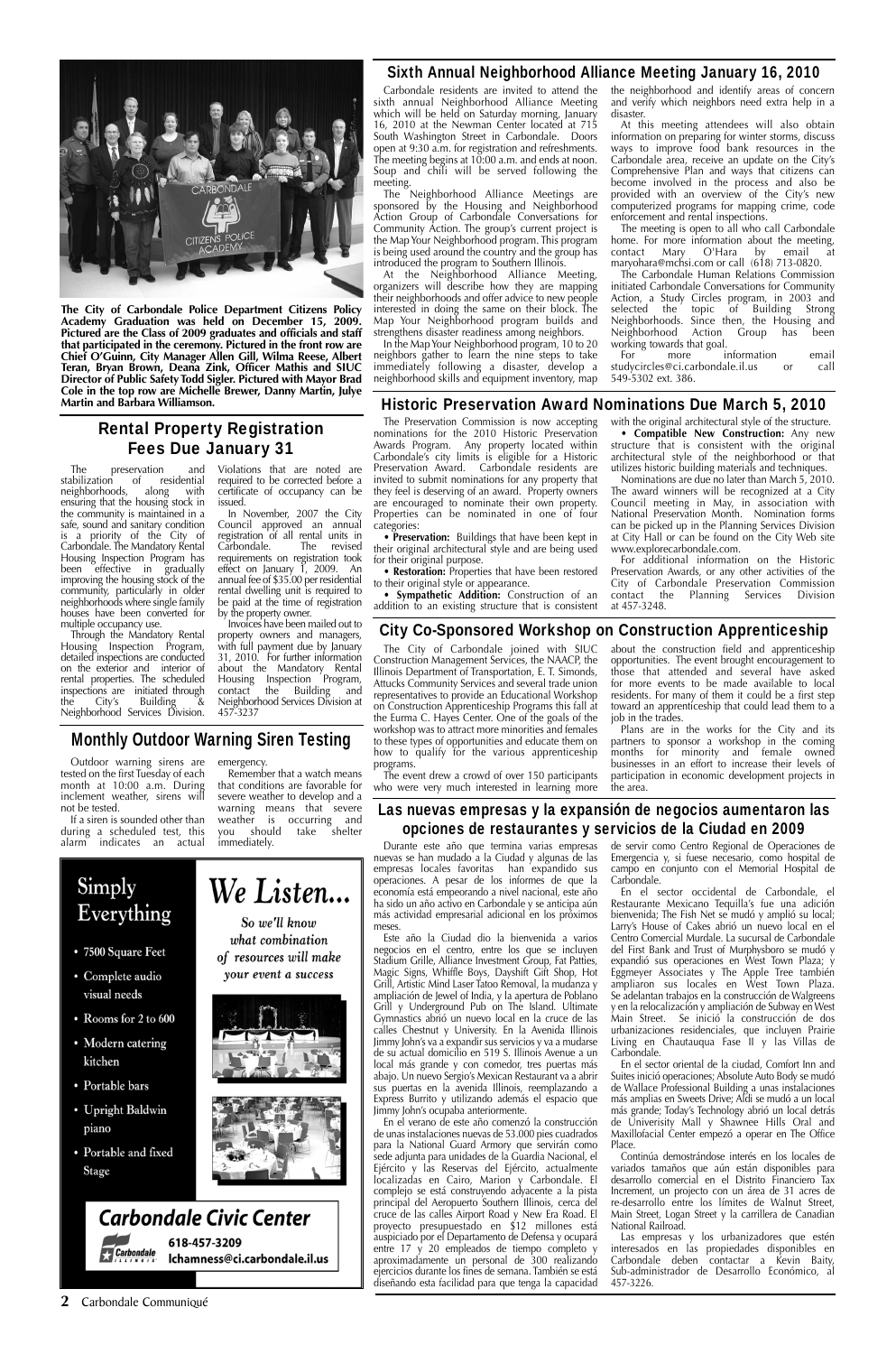The City of Carbondale Police Department Citizens Policy Academy Graduation was held on December 15, 2009. Pictured are the Class of 2009 graduates and officials and staff that participated in the ceremony. Pictured in the front row are Chief O'Guinn, City Manager Allen Gill, Wilma Reese, Albert Teran, Bryan Brown, Deana Zink, Officer Mathis and SIUC Director of Public Safety Todd Sigler. Pictured with Mayor Brad Cole in the top row are Michelle Brewer, Danny Martin, Julye Martin and Barbara Williamson.

## Sixth Annual Neighborhood Alliance Meeting January 16, 2010

Carbondale residents are invited to attend the sixth annual Neighborhood Alliance Meeting which will be held on Saturday morning, January 16, 2010 at the Newman Center located at 715 South Washington Street in Carbondale. Doors open at 9:30 a.m. for registration and refreshments. The meeting begins at 10:00 a.m. and ends at noon. Soup and chili will be served following the meeting.

The Neighborhood Alliance Meetings are sponsored by the Housing and Neighborhood Action Group of Carbondale Conversations for Community Action. The group's current project is the Map Your Neighborhood program. This program is being used around the country and the group has introduced the program to Southern Illinois.

At the Neighborhood Alliance Meeting, organizers will describe how they are mapping their neighborhoods and offer advice to new people interested in doing the same on their block. The Map Your Neighborhood program builds and strengthens disaster readiness among neighbors.

In the Map Your Neighborhood program, 10 to 20 neighbors gather to learn the nine steps to take immediately following a disaster, develop a neighborhood skills and equipment inventory, map the neighborhood and identify areas of concern and verify which neighbors need extra help in a disaster.

At this meeting attendees will also obtain information on preparing for winter storms, discuss ways to improve food bank resources in the Carbondale area, receive an update on the City's Comprehensive Plan and ways that citizens can become involved in the process and also be provided with an overview of the City's new computerized programs for mapping crime, code enforcement and rental inspections.

The meeting is open to all who call Carbondale home. For more information about the meeting, contact Mary O'Hara by email at maryohara@mchsi.com or call (618) 713-0820.

The Carbondale Human Relations Commission initiated Carbondale Conversations for Community Action, a Study Circles program, in 2003 and selected the topic of Building Strong Neighborhoods. Since then, the Housing and Neighborhood Action Group has been working towards that goal.

For more information email studycircles@ci.carbondale.il.us or call 549-5302 ext. 386.

## Rental Property Registration Fees Due January 31

The preservation and stabilization of residential neighborhoods, along with ensuring that the housing stock in the community is maintained in a safe, sound and sanitary condition is a priority of the City of Carbondale. The Mandatory Rental Housing Inspection Program has been effective in gradually improving the housing stock of the community, particularly in older neighborhoods where single family houses have been converted for multiple occupancy use.

Through the Mandatory Rental Housing Inspection Program, detailed inspections are conducted on the exterior and interior of rental properties. The scheduled inspections are initiated through the City's Building & Neighborhood Services Division. Violations that are noted are required to be corrected before a certificate of occupancy can be issued.

In November, 2007 the City Council approved an annual registration of all rental units in Carbondale. The revised requirements on registration took effect on January 1, 2009. An annual fee of $35.00 per residential rental dwelling unit is required to be paid at the time of registration by the property owner.

Invoices have been mailed out to property owners and managers, with full payment due by January 31, 2010. For further information about the Mandatory Rental Housing Inspection Program, contact the Building and Neighborhood Services Division at 457-3237

## Historic Preservation Award Nominations Due March 5, 2010

The Preservation Commission is now accepting nominations for the 2010 Historic Preservation Awards Program. Any property located within Carbondale's city limits is eligible for a Historic Preservation Award. Carbondale residents are invited to submit nominations for any property that they feel is deserving of an award. Property owners are encouraged to nominate their own property. Properties can be nominated in one of four categories:

- **Preservation:** Buildings that have been kept in their original architectural style and are being used for their original purpose.
- **Restoration:** Properties that have been restored to their original style or appearance.
- **Sympathetic Addition:** Construction of an addition to an existing structure that is consistent with the original architectural style of the structure.
- **Compatible New Construction:** Any new structure that is consistent with the original architectural style of the neighborhood or that utilizes historic building materials and techniques.

Nominations are due no later than March 5, 2010. The award winners will be recognized at a City Council meeting in May, in association with National Preservation Month. Nomination forms can be picked up in the Planning Services Division at City Hall or can be found on the City Web site www.explorecarbondale.com.

For additional information on the Historic Preservation Awards, or any other activities of the City of Carbondale Preservation Commission contact the Planning Services Division at 457-3248.

## City Co-Sponsored Workshop on Construction Apprenticeship

The City of Carbondale joined with SIUC Construction Management Services, the NAACP, the Illinois Department of Transportation, E. T. Simonds, Attucks Community Services and several trade union representatives to provide an Educational Workshop on Construction Apprenticeship Programs this fall at the Eurma C. Hayes Center. One of the goals of the workshop was to attract more minorities and females to these types of opportunities and educate them on how to qualify for the various apprenticeship programs.

The event drew a crowd of over 150 participants who were very much interested in learning more about the construction field and apprenticeship opportunities. The event brought encouragement to those that attended and several have asked for more events to be made available to local residents. For many of them it could be a first step toward an apprenticeship that could lead them to a job in the trades.

Plans are in the works for the City and its partners to sponsor a workshop in the coming months for minority and female owned businesses in an effort to increase their levels of participation in economic development projects in the area.

## Monthly Outdoor Warning Siren Testing

Outdoor warning sirens are tested on the first Tuesday of each month at 10:00 a.m. During inclement weather, sirens will not be tested.

If a siren is sounded other than during a scheduled test, this alarm indicates an actual emergency.

Remember that a watch means that conditions are favorable for severe weather to develop and a warning means that severe weather is occurring and you should take shelter immediately.

## Las nuevas empresas y la expansión de negocios aumentaron las opciones de restaurantes y servicios de la Ciudad en 2009

Durante este año que termina varias empresas nuevas se han mudado a la Ciudad y algunas de las empresas locales favoritas han expandido sus operaciones. A pesar de los informes de que la economía está empeorando a nivel nacional, este año ha sido un año activo en Carbondale y se anticipa aún más actividad empresarial adicional en los próximos meses.

Este año la Ciudad dio la bienvenida a varios negocios en el centro, entre los que se incluyen Stadium Grille, Alliance Investment Group, Fat Patties, Magic Signs, Whiffle Boys, Dayshift Gift Shop, Hot Grill, Artistic Mind Laser Tatoo Removal, la mudanza y ampliación de Jewel of India, y la apertura de Poblano Grill y Underground Pub on The Island. Ultimate Gymnastics abrió un nuevo local en la cruce de las calles Chestnut y University. En la Avenida Illinois Jimmy John's va a expandir sus servicios y va a mudarse de su actual domicilio en 519 S. Illinois Avenue a un local más grande y con comedor, tres puertas más abajo. Un nuevo Sergio's Mexican Restaurant va a abrir sus puertas en la avenida Illinois, reemplazando a Express Burrito y utilizando además el espacio que Jimmy John's ocupaba anteriormente.

En el verano de este año comenzó la construcción de unas instalaciones nuevas de 53.000 pies cuadrados para la National Guard Armory que servirán como sede adjunta para unidades de la Guardia Nacional, el Ejército y las Reservas del Ejército, actualmente localizadas en Cairo, Marion y Carbondale. El complejo se está construyendo adyacente a la pista principal del Aeropuerto Southern Illinois, cerca del cruce de las calles Airport Road y New Era Road. El proyecto presupuestado en $12 millones está auspiciado por el Departamento de Defensa y ocupará entre 17 y 20 empleados de tiempo completo y aproximadamente un personal de 300 realizando ejercicios durante los fines de semana. También se está diseñando esta facilidad para que tenga la capacidad de servir como Centro Regional de Operaciones de Emergencia y, si fuese necesario, como hospital de campo en conjunto con el Memorial Hospital de Carbondale.

En el sector occidental de Carbondale, el Restaurante Mexicano Tequilla's fue una adición bienvenida; The Fish Net se mudó y amplió su local; Larry's House of Cakes abrió un nuevo local en el Centro Comercial Murdale. La sucursal de Carbondale del First Bank and Trust of Murphysboro se mudó y expandió sus operaciones en West Town Plaza; y Eggmeyer Associates y The Apple Tree también ampliaron sus locales en West Town Plaza. Se adelantan trabajos en la construcción de Walgreens y en la relocalización y ampliación de Subway en West Main Street. Se inició la construcción de dos urbanizaciones residenciales, que incluyen Prairie Living en Chautauqua Fase II y las Villas de Carbondale.

En el sector oriental de la ciudad, Comfort Inn and Suites inició operaciones; Absolute Auto Body se mudó de Wallace Professional Building a unas instalaciones más amplias en Sweets Drive; Aldi se mudó a un local más grande; Today's Technology abrió un local detrás de Univeristy Mall y Shawnee Hills Oral and Maxillofacial Center empezó a operar en The Office Place.

Continúa demostrándose interés en los locales de variados tamaños que aún están disponibles para desarrollo comercial en el Distrito Financiero Tax Increment, un projecto con un área de 31 acres de re-desarrollo entre los límites de Walnut Street, Main Street, Logan Street y la carrilera de Canadian National Railroad.

Las empresas y los urbanizadores que estén interesados en las propiedades disponibles en Carbondale deben contactar a Kevin Baity, Sub-administrador de Desarrollo Económico, al 457-3226.

Simply Everything

- 7500 Square Feet
- Complete audio visual needs
- Rooms for 2 to 600
- Modern catering kitchen
- Portable bars
- Upright Baldwin piano
- Portable and fixed Stage

*We Listen...*

*So we'll know what combination of resources will make your event a success*

**Carbondale Civic Center**

618-457-3209

lchamness@ci.carbondale.il.us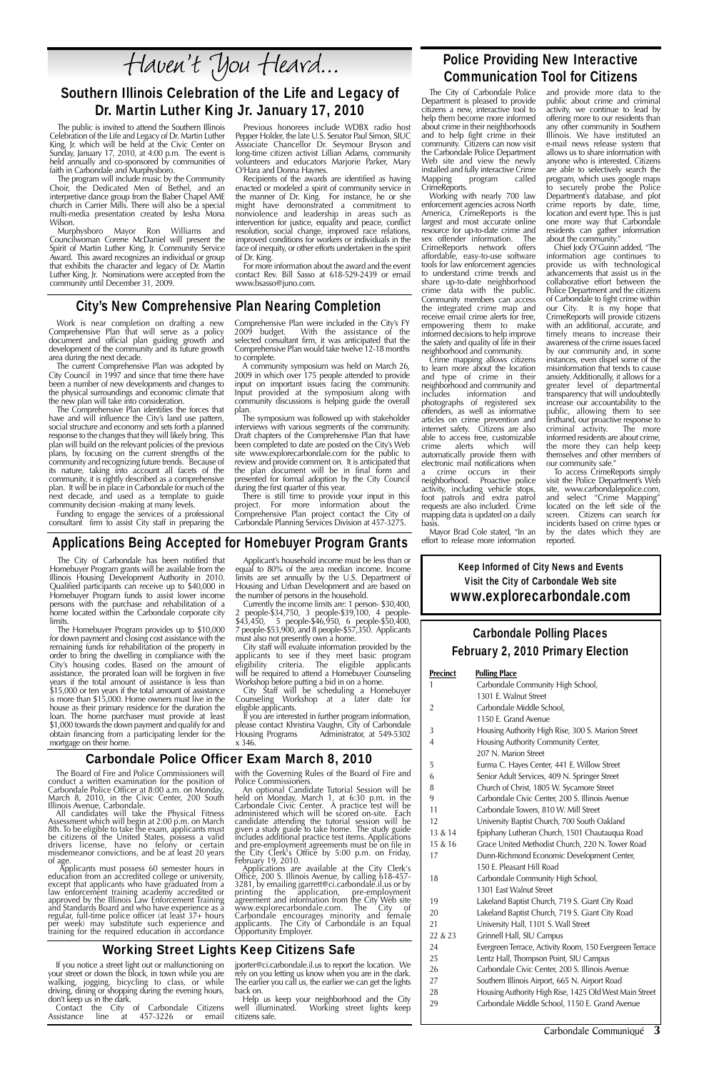# Haven't You Heard...

## Southern Illinois Celebration of the Life and Legacy of Dr. Martin Luther King Jr. January 17, 2010

The public is invited to attend the Southern Illinois Celebration of the Life and Legacy of Dr. Martin Luther King, Jr. which will be held at the Civic Center on Sunday, January 17, 2010, at 4:00 p.m. The event is held annually and co-sponsored by communities of faith in Carbondale and Murphysboro.

The program will include music by the Community Choir, the Dedicated Men of Bethel, and an interpretive dance group from the Baber Chapel AME church in Carrier Mills. There will also be a special multi-media presentation created by Iesha Mona Wilson.

Murphysboro Mayor Ron Williams and Councilwoman Corene McDaniel will present the Spirit of Martin Luther King, Jr. Community Service Award. This award recognizes an individual or group that exhibits the character and legacy of Dr. Martin Luther King, Jr. Nominations were accepted from the community until December 31, 2009.

Previous honorees include WDBX radio host Pepper Holder, the late U.S. Senator Paul Simon, SIUC Associate Chancellor Dr. Seymour Bryson and long-time citizen activist Lillian Adams, community volunteers and educators Marjorie Parker, Mary O'Hara and Donna Haynes.

Recipients of the awards are identified as having enacted or modeled a spirit of community service in the manner of Dr. King. For instance, he or she might have demonstrated a commitment to nonviolence and leadership in areas such as intervention for justice, equality and peace, conflict resolution, social change, improved race relations, improved conditions for workers or individuals in the face of inequity, or other efforts undertaken in the spirit of Dr. King.

For more information about the award and the event contact Rev. Bill Sasso at 618-529-2439 or email www.bsasso@juno.com.

## City's New Comprehensive Plan Nearing Completion

Work is near completion on drafting a new Comprehensive Plan that will serve as a policy document and official plan guiding growth and development of the community and its future growth area during the next decade.

The current Comprehensive Plan was adopted by City Council in 1997 and since that time there have been a number of new developments and changes to the physical surroundings and economic climate that the new plan will take into consideration.

The Comprehensive Plan identifies the forces that have and will influence the City's land use pattern, social structure and economy and sets forth a planned response to the changes that they will likely bring. This plan will build on the relevant policies of the previous plans, by focusing on the current strengths of the community and recognizing future trends. Because of its nature, taking into account all facets of the community, it is rightly described as a comprehensive plan. It will be in place in Carbondale for much of the next decade, and used as a template to guide community decision -making at many levels.

Funding to engage the services of a professional consultant firm to assist City staff in preparing the Comprehensive Plan were included in the City's FY 2009 budget. With the assistance of the selected consultant firm, it was anticipated that the Comprehensive Plan would take twelve 12-18 months to complete.

A community symposium was held on March 26, 2009 in which over 175 people attended to provide input on important issues facing the community. Input provided at the symposium along with community discussions is helping guide the overall plan.

The symposium was followed up with stakeholder interviews with various segments of the community. Draft chapters of the Comprehensive Plan that have been completed to date are posted on the City's Web site www.explorecarbondale.com for the public to review and provide comment on. It is anticipated that the plan document will be in final form and presented for formal adoption by the City Council during the first quarter of this year.

There is still time to provide your input in this project. For more information about the Comprehensive Plan project contact the City of Carbondale Planning Services Division at 457-3275.

## Applications Being Accepted for Homebuyer Program Grants

The City of Carbondale has been notified that Homebuyer Program grants will be available from the Illinois Housing Development Authority in 2010. Qualified participants can receive up to $40,000 in Homebuyer Program funds to assist lower income persons with the purchase and rehabilitation of a home located within the Carbondale corporate city limits.

The Homebuyer Program provides up to $10,000 for down payment and closing cost assistance with the remaining funds for rehabilitation of the property in order to bring the dwelling in compliance with the City's housing codes. Based on the amount of assistance, the prorated loan will be forgiven in five years if the total amount of assistance is less than $15,000 or ten years if the total amount of assistance is more than $15,000. Home owners must live in the house as their primary residence for the duration the loan. The home purchaser must provide at least $1,000 towards the down payment and qualify for and obtain financing from a participating lender for the mortgage on their home.

Applicant's household income must be less than or equal to 80% of the area median income. Income limits are set annually by the U.S. Department of Housing and Urban Development and are based on the number of persons in the household.

Currently the income limits are: 1 person- $30,400, 2 people-$34,750, 3 people-$39,100, 4 people-$43,450, 5 people-$46,950, 6 people-$50,400, 7 people-$53,900, and 8 people-$57,350. Applicants must also not presently own a home.

City staff will evaluate information provided by the applicants to see if they meet basic program eligibility criteria. The eligible applicants will be required to attend a Homebuyer Counseling Workshop before putting a bid in on a home.

City Staff will be scheduling a Homebuyer Counseling Workshop at a later date for eligible applicants.

If you are interested in further program information, please contact Khristina Vaughn, City of Carbondale Housing Programs Administrator, at 549-5302 x 346.

## Carbondale Police Officer Exam March 8, 2010

The Board of Fire and Police Commissioners will conduct a written examination for the position of Carbondale Police Officer at 8:00 a.m. on Monday, March 8, 2010, in the Civic Center, 200 South Illinois Avenue, Carbondale.

All candidates will take the Physical Fitness Assessment which will begin at 2:00 p.m. on March 8th. To be eligible to take the exam, applicants must be citizens of the United States, possess a valid drivers license, have no felony or certain misdemeanor convictions, and be at least 20 years of age.

Applicants must possess 60 semester hours in education from an accredited college or university, except that applicants who have graduated from a law enforcement training academy accredited or approved by the Illinois Law Enforcement Training and Standards Board and who have experience as a regular, full-time police officer (at least 37+ hours per week) may substitute such experience and training for the required education in accordance with the Governing Rules of the Board of Fire and Police Commissioners.

An optional Candidate Tutorial Session will be held on Monday, March 1, at 6:30 p.m. in the Carbondale Civic Center. A practice test will be administered which will be scored on-site. Each candidate attending the tutorial session will be given a study guide to take home. The study guide includes additional practice test items. Applications and pre-employment agreements must be on file in the City Clerk's Office by 5:00 p.m. on Friday, February 19, 2010.

Applications are available at the City Clerk's Office, 200 S. Illinois Avenue, by calling 618-457-3281, by emailing jgarrett@ci.carbondale.il.us or by printing the application, pre-employment agreement and information from the City Web site www.explorecarbondale.com. The City of Carbondale encourages minority and female applicants. The City of Carbondale is an Equal Opportunity Employer.

## Working Street Lights Keep Citizens Safe

If you notice a street light out or malfunctioning on your street or down the block, in town while you are walking, jogging, bicycling to class, or while driving, dining or shopping during the evening hours, don't keep us in the dark.

Contact the City of Carbondale Citizens Assistance line at 457-3226 or email jporter@ci.carbondale.il.us to report the location. We rely on you letting us know when you are in the dark. The earlier you call us, the earlier we can get the lights back on.

Help us keep your neighborhood and the City well illuminated. Working street lights keep citizens safe.

## Police Providing New Interactive Communication Tool for Citizens

The City of Carbondale Police Department is pleased to provide citizens a new, interactive tool to help them become more informed about crime in their neighborhoods and to help fight crime in their community. Citizens can now visit the Carbondale Police Department Web site and view the newly installed and fully interactive Crime Mapping program called CrimeReports.

Working with nearly 700 law enforcement agencies across North America, CrimeReports is the largest and most accurate online resource for up-to-date crime and sex offender information. The CrimeReports network offers affordable, easy-to-use software tools for law enforcement agencies to understand crime trends and share up-to-date neighborhood crime data with the public. Community members can access the integrated crime map and receive email crime alerts for free, empowering them to make informed decisions to help improve the safety and quality of life in their neighborhood and community.

Crime mapping allows citizens to learn more about the location and type of crime in their neighborhood and community and includes information and photographs of registered sex offenders, as well as informative articles on crime prevention and internet safety. Citizens are also able to access free, customizable crime alerts which will automatically provide them with electronic mail notifications when a crime occurs in their neighborhood. Proactive police activity, including vehicle stops, foot patrols and extra patrol requests are also included. Crime mapping data is updated on a daily basis.

Mayor Brad Cole stated, "In an effort to release more information and provide more data to the public about crime and criminal activity, we continue to lead by offering more to our residents than any other community in Southern Illinois. We have instituted an e-mail news release system that allows us to share information with anyone who is interested. Citizens are able to selectively search the program, which uses google maps to securely probe the Police Department's database, and plot crime reports by date, time, location and event type. This is just one more way that Carbondale residents can gather information about the community."

Chief Jody O'Guinn added, "The information age continues to provide us with technological advancements that assist us in the collaborative effort between the Police Department and the citizens of Carbondale to fight crime within our City. It is my hope that CrimeReports will provide citizens with an additional, accurate, and timely means to increase their awareness of the crime issues faced by our community and, in some instances, even dispel some of the misinformation that tends to cause anxiety. Additionally, it allows for a greater level of departmental transparency that will undoubtedly increase our accountability to the public, allowing them to see firsthand, our proactive response to criminal activity. The more informed residents are about crime, the more they can help keep themselves and other members of our community safe."

To access CrimeReports simply visit the Police Department's Web site, www.carbondalepolice.com, and select "Crime Mapping" located on the left side of the screen. Citizens can search for incidents based on crime types or by the dates which they are reported.

**Keep Informed of City News and Events**
**Visit the City of Carbondale Web site**
**www.explorecarbondale.com**

## Carbondale Polling Places February 2, 2010 Primary Election

| Precinct | Polling Place |
|---|---|
| 1 | Carbondale Community High School, 1301 E. Walnut Street |
| 2 | Carbondale Middle School, 1150 E. Grand Avenue |
| 3 | Housing Authority High Rise, 300 S. Marion Street |
| 4 | Housing Authority Community Center, 207 N. Marion Street |
| 5 | Eurma C. Hayes Center, 441 E. Willow Street |
| 6 | Senior Adult Services, 409 N. Springer Street |
| 8 | Church of Christ, 1805 W. Sycamore Street |
| 9 | Carbondale Civic Center, 200 S. Illinois Avenue |
| 11 | Carbondale Towers, 810 W. Mill Street |
| 12 | University Baptist Church, 700 South Oakland |
| 13 & 14 | Epiphany Lutheran Church, 1501 Chautauqua Road |
| 15 & 16 | Grace United Methodist Church, 220 N. Tower Road |
| 17 | Dunn-Richmond Economic Development Center, 150 E. Pleasant Hill Road |
| 18 | Carbondale Community High School, 1301 East Walnut Street |
| 19 | Lakeland Baptist Church, 719 S. Giant City Road |
| 20 | Lakeland Baptist Church, 719 S. Giant City Road |
| 21 | University Hall, 1101 S. Wall Street |
| 22 & 23 | Grinnell Hall, SIU Campus |
| 24 | Evergreen Terrace, Activity Room, 150 Evergreen Terrace |
| 25 | Lentz Hall, Thompson Point, SIU Campus |
| 26 | Carbondale Civic Center, 200 S. Illinois Avenue |
| 27 | Southern Illinois Airport, 665 N. Airport Road |
| 28 | Housing Authority High Rise, 1425 Old West Main Street |
| 29 | Carbondale Middle School, 1150 E. Grand Avenue |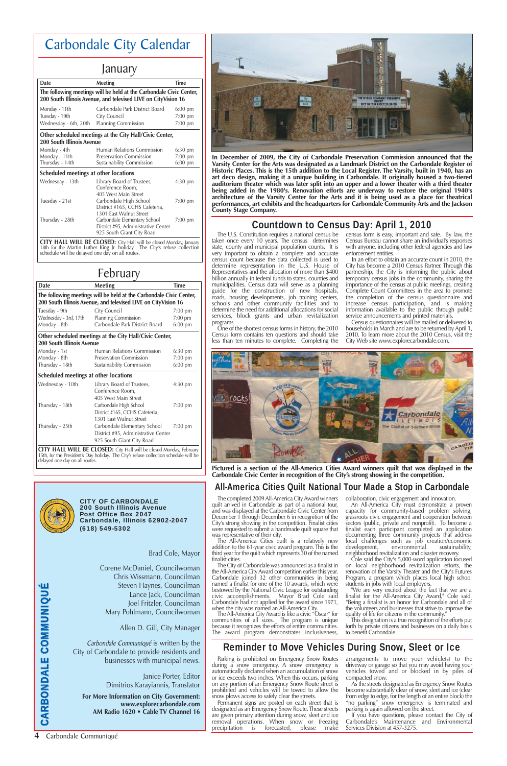# Carbondale City Calendar

## January

| Date | Meeting | Time |
|---|---|---|
| **The following meetings will be held at the Carbondale Civic Center, 200 South Illinois Avenue, and televised LIVE on CityVision 16** | | |
| Monday - 11th | Carbondale Park District Board | 6:00 pm |
| Tuesday - 19th | City Council | 7:00 pm |
| Wednesday - 6th, 20th | Planning Commission | 7:00 pm |
| **Other scheduled meetings at the City Hall/Civic Center, 200 South Illinois Avenue** | | |
| Monday - 4th | Human Relations Commission | 6:30 pm |
| Monday - 11th | Preservation Commission | 7:00 pm |
| Thursday - 14th | Sustainability Commission | 6:00 pm |
| **Scheduled meetings at other locations** | | |
| Wednesday - 13th | Library Board of Trustees, Conference Room, 405 West Main Street | 4:30 pm |
| Tuesday - 21st | Carbondale High School District #165, CCHS Cafeteria, 1301 East Walnut Street | 7:00 pm |
| Thursday - 28th | Carbondale Elementary School District #95, Administrative Center 925 South Giant City Road | 7:00 pm |

**CITY HALL WILL BE CLOSED:** City Hall will be closed Monday, January 18th for the Martin Luther King Jr. holiday. The City's refuse collection schedule will be delayed one day on all routes.

## February

| Date | Meeting | Time |
|---|---|---|
| **The following meetings will be held at the Carbondale Civic Center, 200 South Illinois Avenue, and televised LIVE on CityVision 16** | | |
| Tuesday - 9th | City Council | 7:00 pm |
| Wednesday - 3rd, 17th | Planning Commission | 7:00 pm |
| Monday - 8th | Carbondale Park District Board | 6:00 pm |
| **Other scheduled meetings at the City Hall/Civic Center, 200 South Illinois Avenue** | | |
| Monday - 1st | Human Relations Commission | 6:30 pm |
| Monday - 8th | Preservation Commission | 7:00 pm |
| Thursday - 18th | Sustainability Commission | 6:00 pm |
| **Scheduled meetings at other locations** | | |
| Wednesday - 10th | Library Board of Trustees, Conference Room, 405 West Main Street | 4:30 pm |
| Thursday - 18th | Carbondale High School District #165, CCHS Cafeteria, 1301 East Walnut Street | 7:00 pm |
| Thursday - 25th | Carbondale Elementary School District #95, Administrative Center 925 South Giant City Road | 7:00 pm |

**CITY HALL WILL BE CLOSED:** City Hall will be closed Monday, February 15th, for the President's Day holiday. The City's refuse collection schedule will be delayed one day on all routes.

**CITY OF CARBONDALE**
**200 South Illinois Avenue**
**Post Office Box 2047**
**Carbondale, Illinois 62902-2047**
**(618) 549-5302**

Brad Cole, Mayor

Corene McDaniel, Councilwoman
Chris Wissmann, Councilman
Steven Haynes, Councilman
Lance Jack, Councilman
Joel Fritzler, Councilman
Mary Pohlmann, Councilwoman

Allen D. Gill, City Manager

*Carbondale Communiqué* is written by the City of Carbondale to provide residents and businesses with municipal news.

Janice Porter, Editor
Dimitrios Karayiannis, Translator

**For More Information on City Government:**
**www.explorecarbondale.com**
**AM Radio 1620 • Cable TV Channel 16**

**CARBONDALE COMMUNIQUÉ**

**In December of 2009, the City of Carbondale Preservation Commission announced that the Varsity Center for the Arts was designated as a Landmark District on the Carbondale Register of Historic Places. This is the 15th addition to the Local Register. The Varsity, built in 1940, has an art deco design, making it a unique building in Carbondale. It originally housed a two-tiered auditorium theater which was later split into an upper and a lower theater with a third theater being added in the 1980's. Renovation efforts are underway to restore the original 1940's architecture of the Varsity Center for the Arts and it is being used as a place for theatrical performances, art exhibits and the headquarters for Carbondale Community Arts and the Jackson County Stage Company.**

## Countdown to Census Day: April 1, 2010

The U.S. Constitution requires a national census be taken once every 10 years. The census determines state, county and municipal population counts. It is very important to obtain a complete and accurate census count because the data collected is used to determine representation in the U.S. House of Representatives and the allocation of more than $400 billion annually in federal funds to states, counties and municipalities. Census data will serve as a planning guide for the construction of new hospitals, roads, housing developments, job training centers, schools and other community facilities and to determine the need for additional allocations for social services, block grants and urban revitalization programs.

One of the shortest census forms in history, the 2010 Census form contains ten questions and should take less than ten minutes to complete. Completing the census form is easy, important and safe. By law, the Census Bureau cannot share an individual's responses with anyone, including other federal agencies and law enforcement entities.

In an effort to obtain an accurate count in 2010, the City has become a 2010 Census Partner. Through this partnership, the City is informing the public about temporary census jobs in the community, sharing the importance of the census at public meetings, creating Complete Count Committees in the area to promote the completion of the census questionnaire and increase census participation, and is making information available to the public through public service announcements and printed materials.

Census questionnaires will be mailed or delivered to households in March and are to be returned by April 1, 2010. To learn more about the 2010 Census, visit the City Web site www.explorecarbondale.com.

**Pictured is a section of the All-America Cities Award winners quilt that was displayed in the Carbondale Civic Center in recognition of the City's strong showing in the competition.**

## All-America Cities Quilt National Tour Made a Stop in Carbondale

The completed 2009 All-America City Award winners quilt arrived in Carbondale as part of a national tour, and was displayed at the Carbondale Civic Center from December 1 through December 6 in recognition of the City's strong showing in the competition. Finalist cities were requested to submit a handmade quilt square that was representative of their city.

The All-America Cities quilt is a relatively new addition to the 61-year civic award program. This is the third year for the quilt which represents 30 of the named finalist cities.

The City of Carbondale was announced as a finalist in the All-America City Award competition earlier this year. Carbondale joined 32 other communities in being named a finalist for one of the 10 awards, which were bestowed by the National Civic League for outstanding civic accomplishments. Mayor Brad Cole said Carbondale had not applied for the award since 1971, when the city was named an All-America City.

The All-America City Award is like a civic "Oscar" for communities of all sizes. The program is unique because it recognizes the efforts of entire communities. The award program demonstrates inclusiveness, collaboration, civic engagement and innovation.

An All-America City must demonstrate a proven capacity for community-based problem solving, grassroots civic engagement and cooperation between sectors (public, private and nonprofit). To become a finalist each participant completed an application documenting three community projects that address local challenges such as job creation/economic development, environmental sustainability, neighborhood revitalization and disaster recovery.

Cole said the City's 5,000-word application focused on local neighborhood revitalization efforts, the renovation of the Varsity Theater and the City's Futures Program, a program which places local high school students in jobs with local employers.

"We are very excited about the fact that we are a finalist for the All-America City Award," Cole said. "Being a finalist is an honor for Carbondale and all of the volunteers and businesses that strive to improve the quality of life for citizens in the community."

This designation is a true recognition of the efforts put forth by private citizens and businesses on a daily basis to benefit Carbondale.

## Reminder to Move Vehicles During Snow, Sleet or Ice

Parking is prohibited on Emergency Snow Routes during a snow emergency. A snow emergency is automatically declared when an accumulation of snow or ice exceeds two inches. When this occurs, parking on any portion of an Emergency Snow Route street is prohibited and vehicles will be towed to allow the snow plows access to safely clear the streets.

Permanent signs are posted on each street that is designated as an Emergency Snow Route. These streets are given primary attention during snow, sleet and ice removal operations. When snow or freezing precipitation is forecasted, please make arrangements to move your vehicle(s) to the driveway or garage so that you may avoid having your vehicles towed and or blocked in by piles of compacted snow.

As the streets designated as Emergency Snow Routes become substantially clear of snow, sleet and ice (clear from edge to edge, for the length of an entire block) the "no parking" snow emergency is terminated and parking is again allowed on the street.

If you have questions, please contact the City of Carbondale's Maintenance and Environmental Services Division at 457-3275.